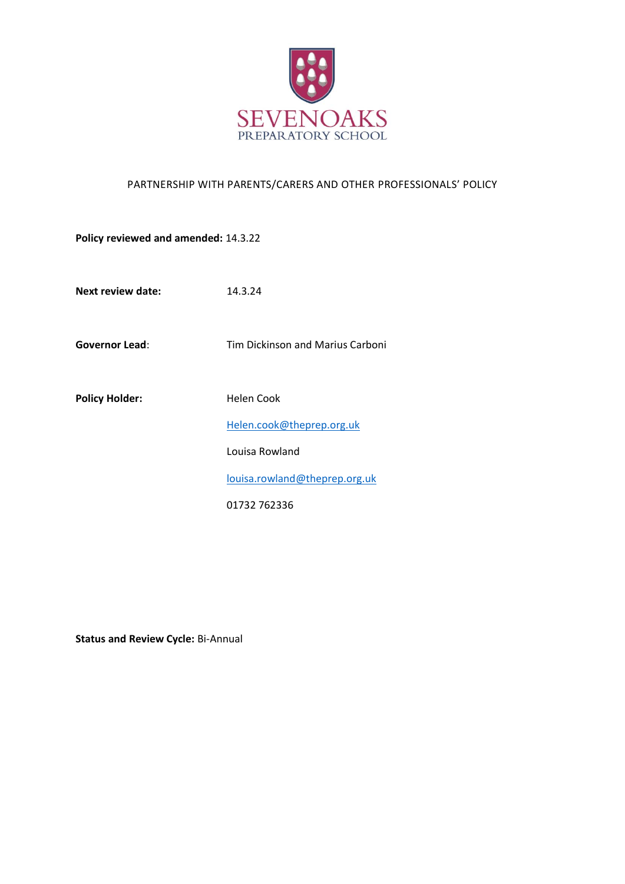SEVENOAKS
PREPARATORY SCHOOL

# PARTNERSHIP WITH PARENTS/CARERS AND OTHER PROFESSIONALS' POLICY

**Policy reviewed and amended:** 14.3.22

**Next review date:** 14.3.24

**Governor Lead**: Tim Dickinson and Marius Carboni

**Policy Holder:** Helen Cook

Helen.cook@theprep.org.uk

Louisa Rowland

louisa.rowland@theprep.org.uk

01732 762336

**Status and Review Cycle:** Bi-Annual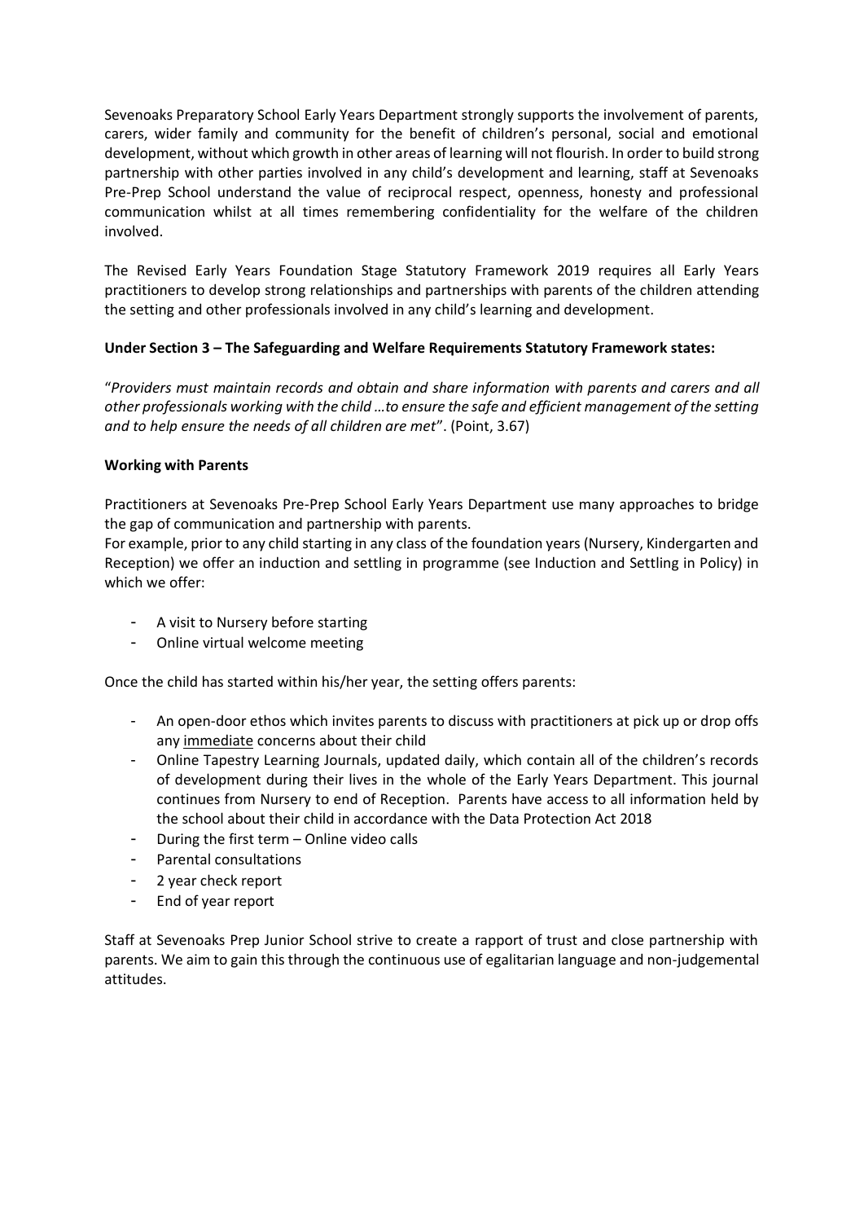Sevenoaks Preparatory School Early Years Department strongly supports the involvement of parents, carers, wider family and community for the benefit of children's personal, social and emotional development, without which growth in other areas of learning will not flourish. In order to build strong partnership with other parties involved in any child's development and learning, staff at Sevenoaks Pre-Prep School understand the value of reciprocal respect, openness, honesty and professional communication whilst at all times remembering confidentiality for the welfare of the children involved.

The Revised Early Years Foundation Stage Statutory Framework 2019 requires all Early Years practitioners to develop strong relationships and partnerships with parents of the children attending the setting and other professionals involved in any child's learning and development.

**Under Section 3 – The Safeguarding and Welfare Requirements Statutory Framework states:**

"*Providers must maintain records and obtain and share information with parents and carers and all other professionals working with the child …to ensure the safe and efficient management of the setting and to help ensure the needs of all children are met*". (Point, 3.67)

**Working with Parents**

Practitioners at Sevenoaks Pre-Prep School Early Years Department use many approaches to bridge the gap of communication and partnership with parents.
For example, prior to any child starting in any class of the foundation years (Nursery, Kindergarten and Reception) we offer an induction and settling in programme (see Induction and Settling in Policy) in which we offer:

- A visit to Nursery before starting
- Online virtual welcome meeting

Once the child has started within his/her year, the setting offers parents:

- An open-door ethos which invites parents to discuss with practitioners at pick up or drop offs any <u>immediate</u> concerns about their child
- Online Tapestry Learning Journals, updated daily, which contain all of the children's records of development during their lives in the whole of the Early Years Department. This journal continues from Nursery to end of Reception. Parents have access to all information held by the school about their child in accordance with the Data Protection Act 2018
- During the first term – Online video calls
- Parental consultations
- 2 year check report
- End of year report

Staff at Sevenoaks Prep Junior School strive to create a rapport of trust and close partnership with parents. We aim to gain this through the continuous use of egalitarian language and non-judgemental attitudes.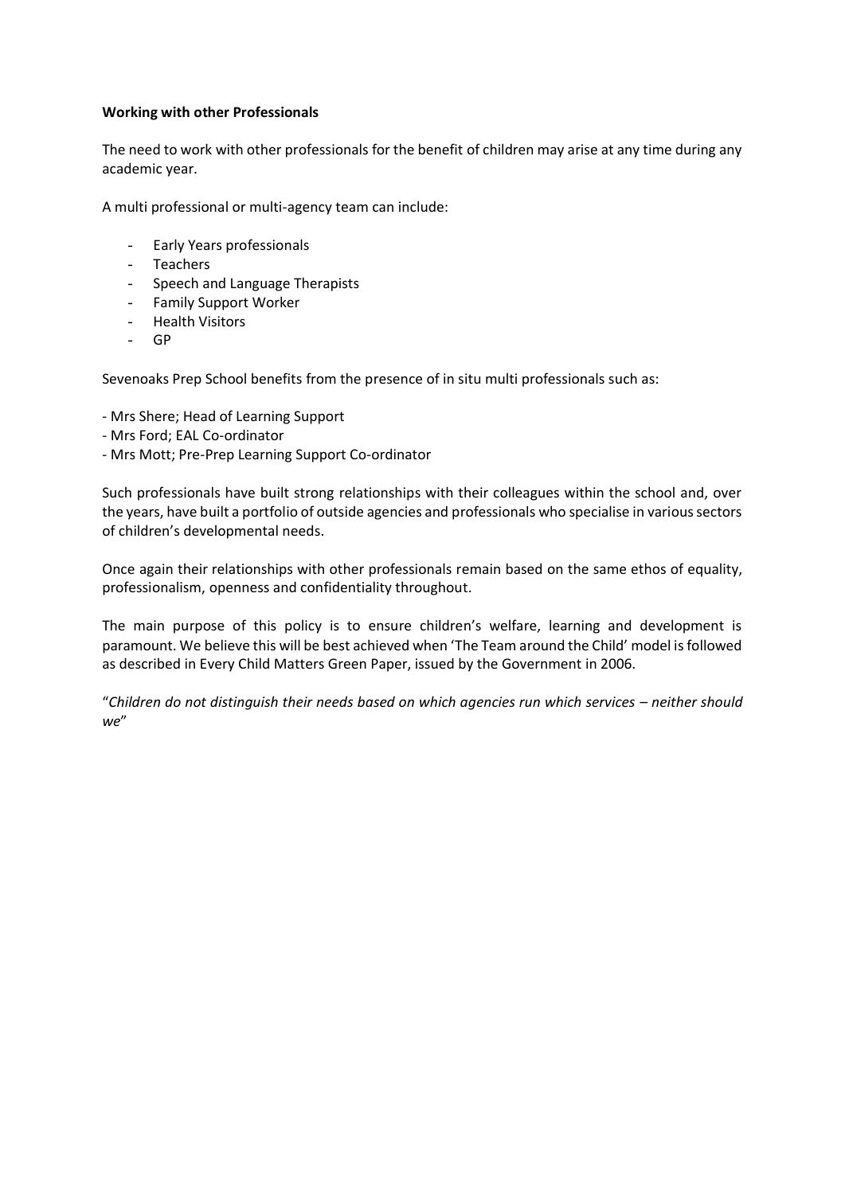**Working with other Professionals**

The need to work with other professionals for the benefit of children may arise at any time during any academic year.

A multi professional or multi-agency team can include:

- Early Years professionals
- Teachers
- Speech and Language Therapists
- Family Support Worker
- Health Visitors
- GP

Sevenoaks Prep School benefits from the presence of in situ multi professionals such as:

- Mrs Shere; Head of Learning Support
- Mrs Ford; EAL Co-ordinator
- Mrs Mott; Pre-Prep Learning Support Co-ordinator

Such professionals have built strong relationships with their colleagues within the school and, over the years, have built a portfolio of outside agencies and professionals who specialise in various sectors of children's developmental needs.

Once again their relationships with other professionals remain based on the same ethos of equality, professionalism, openness and confidentiality throughout.

The main purpose of this policy is to ensure children's welfare, learning and development is paramount. We believe this will be best achieved when 'The Team around the Child' model is followed as described in Every Child Matters Green Paper, issued by the Government in 2006.

"*Children do not distinguish their needs based on which agencies run which services – neither should we*"